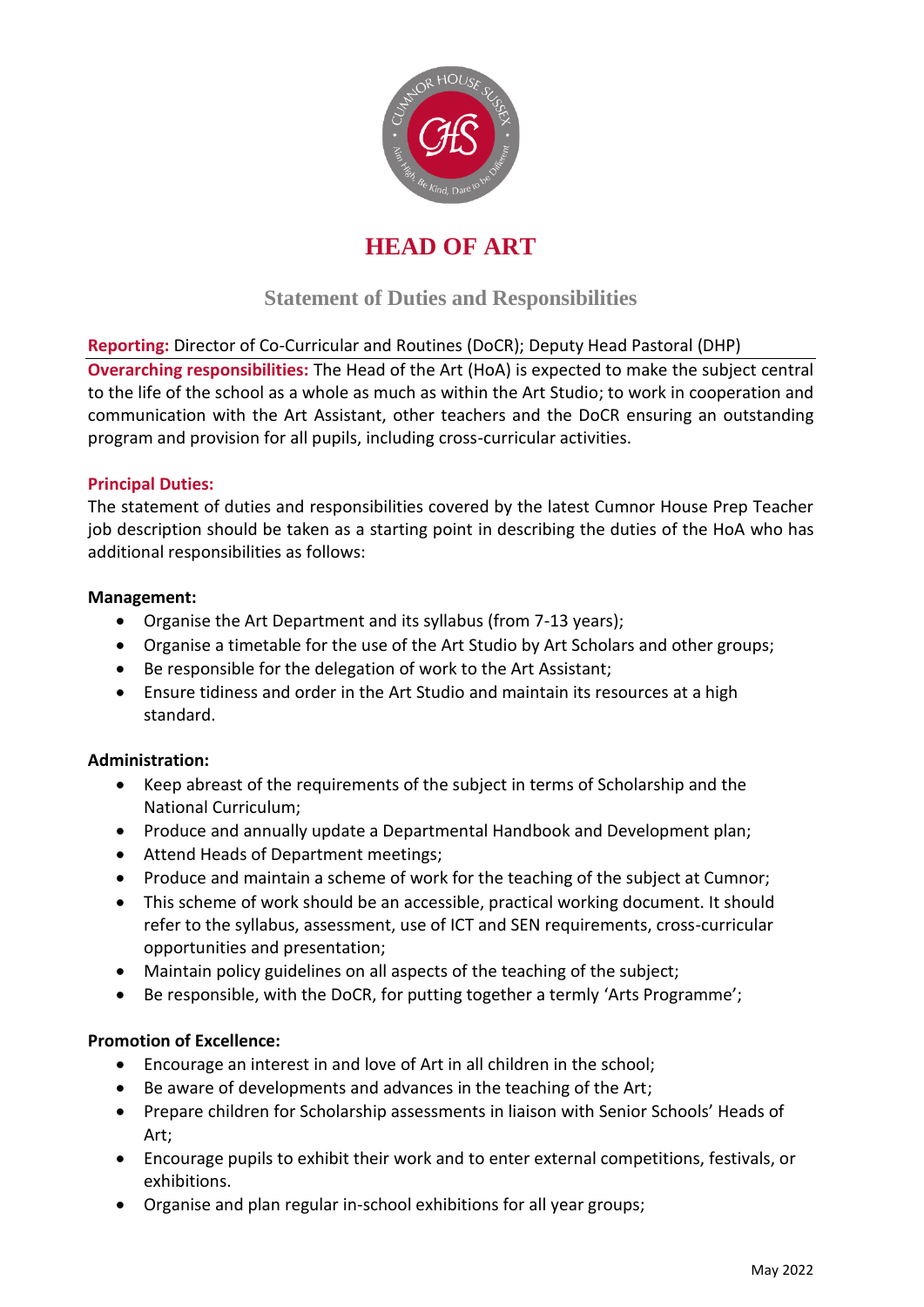# HEAD OF ART

## Statement of Duties and Responsibilities

**Reporting:** Director of Co-Curricular and Routines (DoCR); Deputy Head Pastoral (DHP)

**Overarching responsibilities:** The Head of the Art (HoA) is expected to make the subject central to the life of the school as a whole as much as within the Art Studio; to work in cooperation and communication with the Art Assistant, other teachers and the DoCR ensuring an outstanding program and provision for all pupils, including cross-curricular activities.

**Principal Duties:**

The statement of duties and responsibilities covered by the latest Cumnor House Prep Teacher job description should be taken as a starting point in describing the duties of the HoA who has additional responsibilities as follows:

**Management:**

- Organise the Art Department and its syllabus (from 7-13 years);
- Organise a timetable for the use of the Art Studio by Art Scholars and other groups;
- Be responsible for the delegation of work to the Art Assistant;
- Ensure tidiness and order in the Art Studio and maintain its resources at a high standard.

**Administration:**

- Keep abreast of the requirements of the subject in terms of Scholarship and the National Curriculum;
- Produce and annually update a Departmental Handbook and Development plan;
- Attend Heads of Department meetings;
- Produce and maintain a scheme of work for the teaching of the subject at Cumnor;
- This scheme of work should be an accessible, practical working document. It should refer to the syllabus, assessment, use of ICT and SEN requirements, cross-curricular opportunities and presentation;
- Maintain policy guidelines on all aspects of the teaching of the subject;
- Be responsible, with the DoCR, for putting together a termly 'Arts Programme';

**Promotion of Excellence:**

- Encourage an interest in and love of Art in all children in the school;
- Be aware of developments and advances in the teaching of the Art;
- Prepare children for Scholarship assessments in liaison with Senior Schools' Heads of Art;
- Encourage pupils to exhibit their work and to enter external competitions, festivals, or exhibitions.
- Organise and plan regular in-school exhibitions for all year groups;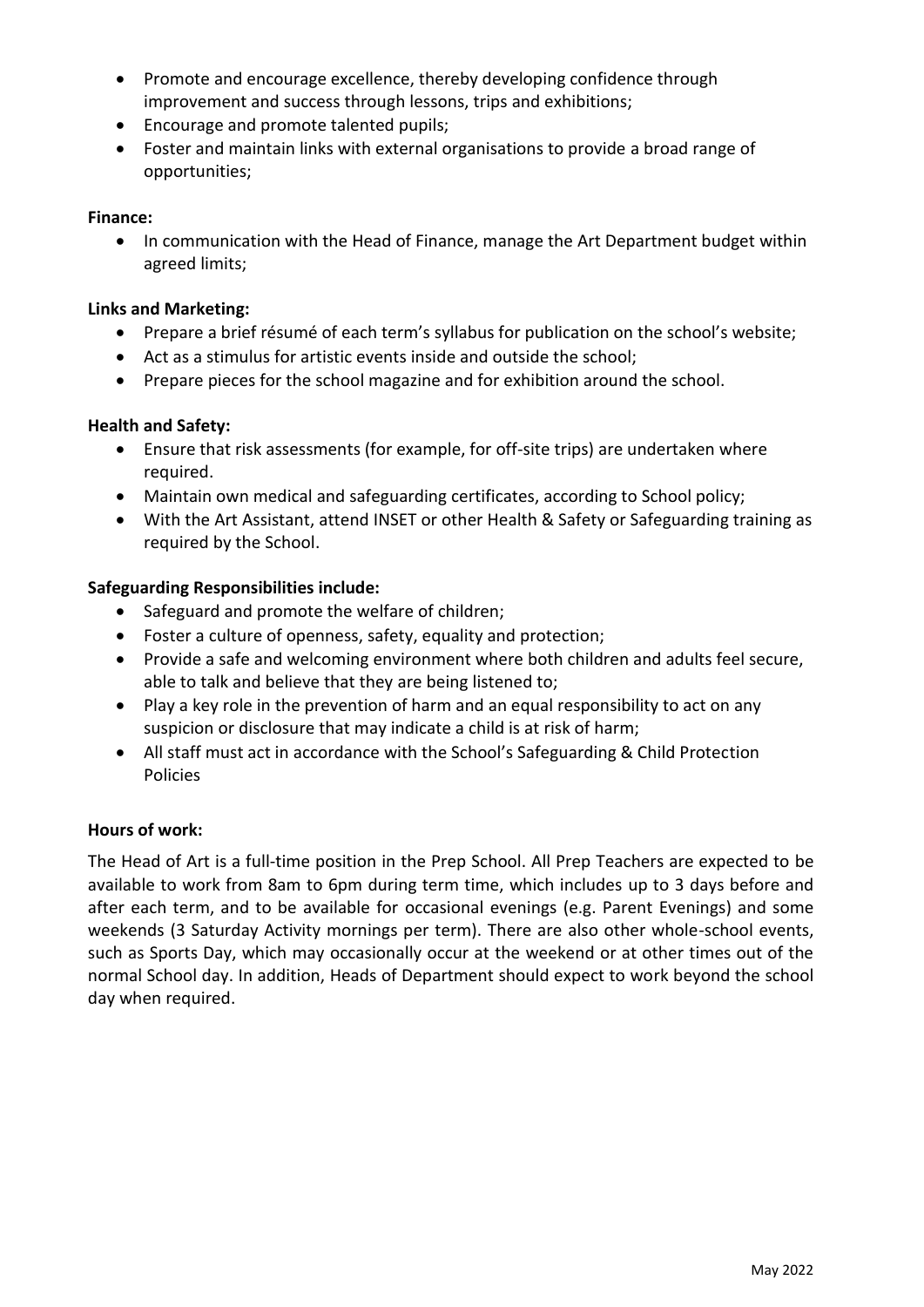- Promote and encourage excellence, thereby developing confidence through improvement and success through lessons, trips and exhibitions;
- Encourage and promote talented pupils;
- Foster and maintain links with external organisations to provide a broad range of opportunities;

**Finance:**

- In communication with the Head of Finance, manage the Art Department budget within agreed limits;

**Links and Marketing:**

- Prepare a brief résumé of each term's syllabus for publication on the school's website;
- Act as a stimulus for artistic events inside and outside the school;
- Prepare pieces for the school magazine and for exhibition around the school.

**Health and Safety:**

- Ensure that risk assessments (for example, for off-site trips) are undertaken where required.
- Maintain own medical and safeguarding certificates, according to School policy;
- With the Art Assistant, attend INSET or other Health & Safety or Safeguarding training as required by the School.

**Safeguarding Responsibilities include:**

- Safeguard and promote the welfare of children;
- Foster a culture of openness, safety, equality and protection;
- Provide a safe and welcoming environment where both children and adults feel secure, able to talk and believe that they are being listened to;
- Play a key role in the prevention of harm and an equal responsibility to act on any suspicion or disclosure that may indicate a child is at risk of harm;
- All staff must act in accordance with the School's Safeguarding & Child Protection Policies

**Hours of work:**

The Head of Art is a full-time position in the Prep School. All Prep Teachers are expected to be available to work from 8am to 6pm during term time, which includes up to 3 days before and after each term, and to be available for occasional evenings (e.g. Parent Evenings) and some weekends (3 Saturday Activity mornings per term). There are also other whole-school events, such as Sports Day, which may occasionally occur at the weekend or at other times out of the normal School day. In addition, Heads of Department should expect to work beyond the school day when required.

May 2022